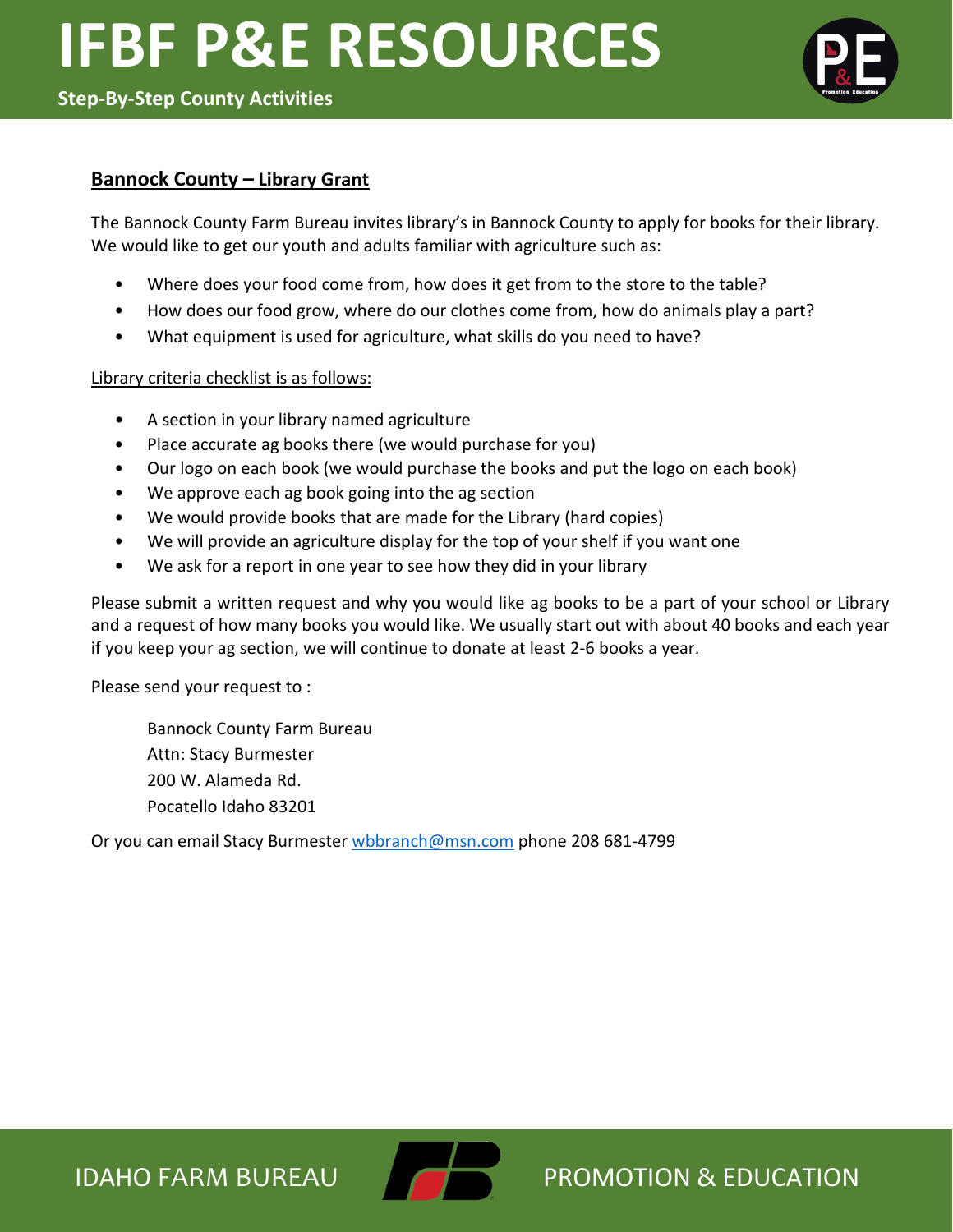# IFBF P&E RESOURCES

**Step-By-Step County Activities**

## Bannock County – Library Grant

The Bannock County Farm Bureau invites library's in Bannock County to apply for books for their library. We would like to get our youth and adults familiar with agriculture such as:

- Where does your food come from, how does it get from to the store to the table?
- How does our food grow, where do our clothes come from, how do animals play a part?
- What equipment is used for agriculture, what skills do you need to have?

Library criteria checklist is as follows:

- A section in your library named agriculture
- Place accurate ag books there (we would purchase for you)
- Our logo on each book (we would purchase the books and put the logo on each book)
- We approve each ag book going into the ag section
- We would provide books that are made for the Library (hard copies)
- We will provide an agriculture display for the top of your shelf if you want one
- We ask for a report in one year to see how they did in your library

Please submit a written request and why you would like ag books to be a part of your school or Library and a request of how many books you would like. We usually start out with about 40 books and each year if you keep your ag section, we will continue to donate at least 2-6 books a year.

Please send your request to :

Bannock County Farm Bureau
Attn: Stacy Burmester
200 W. Alameda Rd.
Pocatello Idaho 83201

Or you can email Stacy Burmester wbbranch@msn.com phone 208 681-4799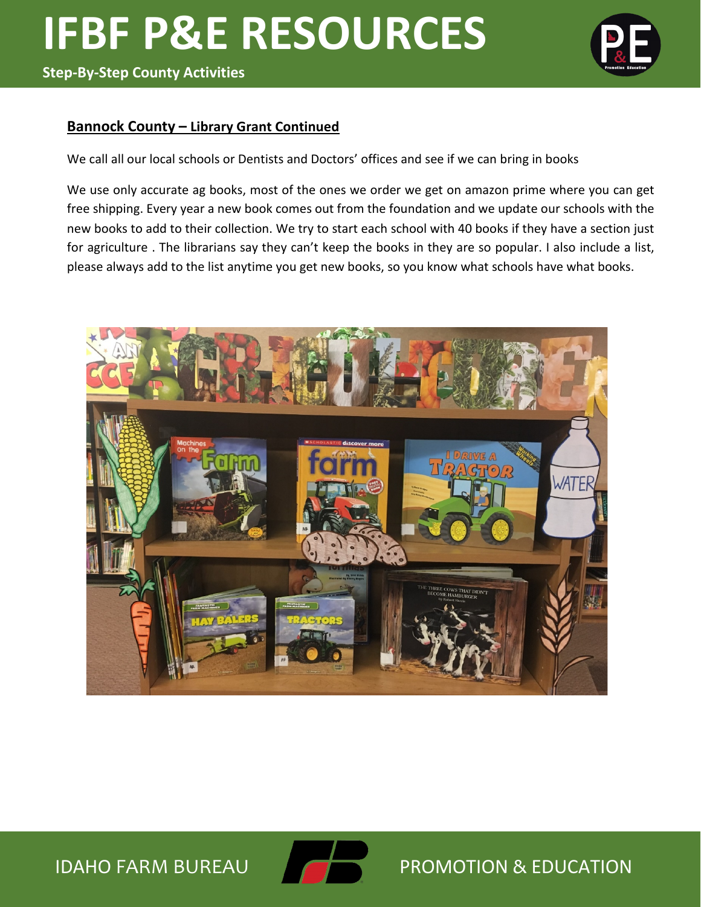### Bannock County – Library Grant Continued

We call all our local schools or Dentists and Doctors' offices and see if we can bring in books

We use only accurate ag books, most of the ones we order we get on amazon prime where you can get free shipping. Every year a new book comes out from the foundation and we update our schools with the new books to add to their collection. We try to start each school with 40 books if they have a section just for agriculture . The librarians say they can't keep the books in they are so popular. I also include a list, please always add to the list anytime you get new books, so you know what schools have what books.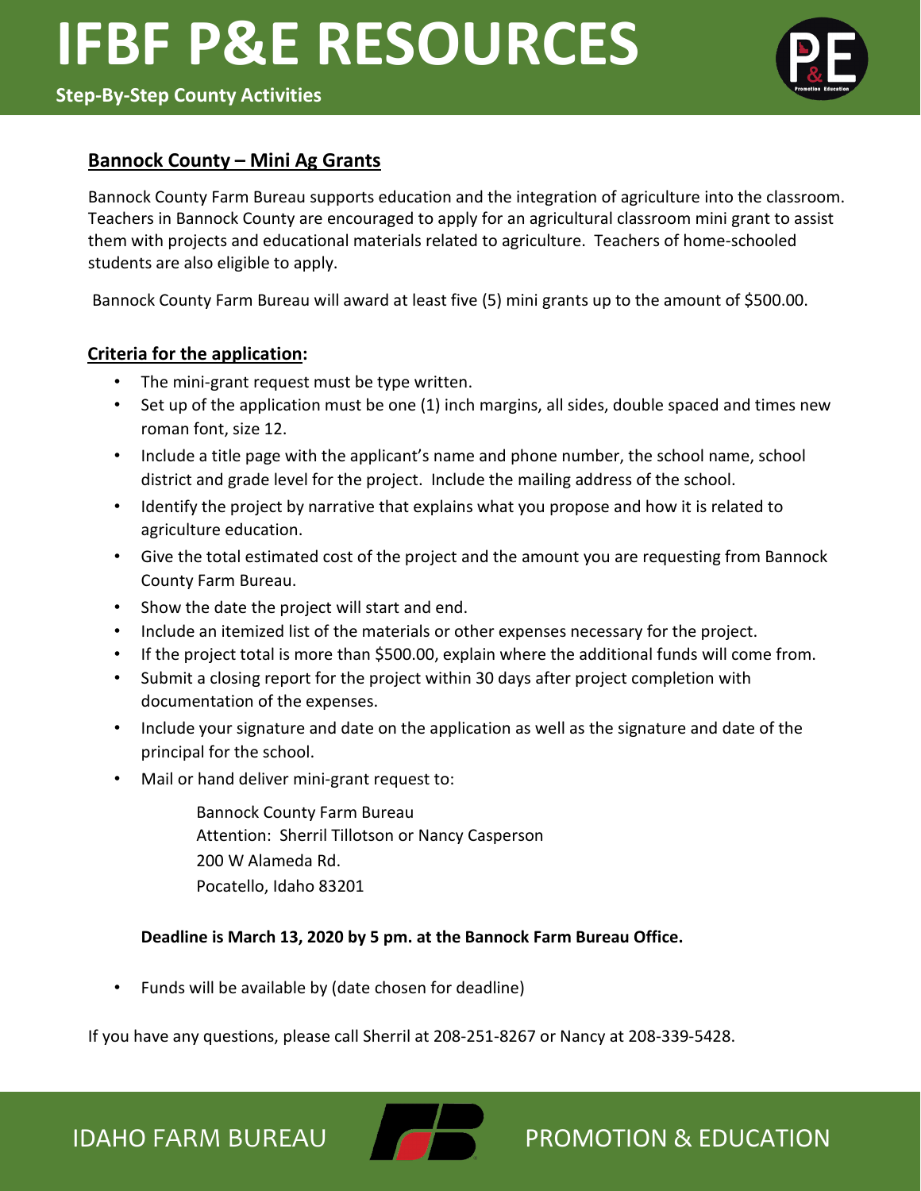# IFBF P&E RESOURCES

**Step-By-Step County Activities**

## Bannock County – Mini Ag Grants

Bannock County Farm Bureau supports education and the integration of agriculture into the classroom. Teachers in Bannock County are encouraged to apply for an agricultural classroom mini grant to assist them with projects and educational materials related to agriculture. Teachers of home-schooled students are also eligible to apply.

Bannock County Farm Bureau will award at least five (5) mini grants up to the amount of $500.00.

### Criteria for the application:

- The mini-grant request must be type written.
- Set up of the application must be one (1) inch margins, all sides, double spaced and times new roman font, size 12.
- Include a title page with the applicant's name and phone number, the school name, school district and grade level for the project. Include the mailing address of the school.
- Identify the project by narrative that explains what you propose and how it is related to agriculture education.
- Give the total estimated cost of the project and the amount you are requesting from Bannock County Farm Bureau.
- Show the date the project will start and end.
- Include an itemized list of the materials or other expenses necessary for the project.
- If the project total is more than $500.00, explain where the additional funds will come from.
- Submit a closing report for the project within 30 days after project completion with documentation of the expenses.
- Include your signature and date on the application as well as the signature and date of the principal for the school.
- Mail or hand deliver mini-grant request to:

  Bannock County Farm Bureau
  Attention: Sherril Tillotson or Nancy Casperson
  200 W Alameda Rd.
  Pocatello, Idaho 83201

  **Deadline is March 13, 2020 by 5 pm. at the Bannock Farm Bureau Office.**

- Funds will be available by (date chosen for deadline)

If you have any questions, please call Sherril at 208-251-8267 or Nancy at 208-339-5428.

IDAHO FARM BUREAU PROMOTION & EDUCATION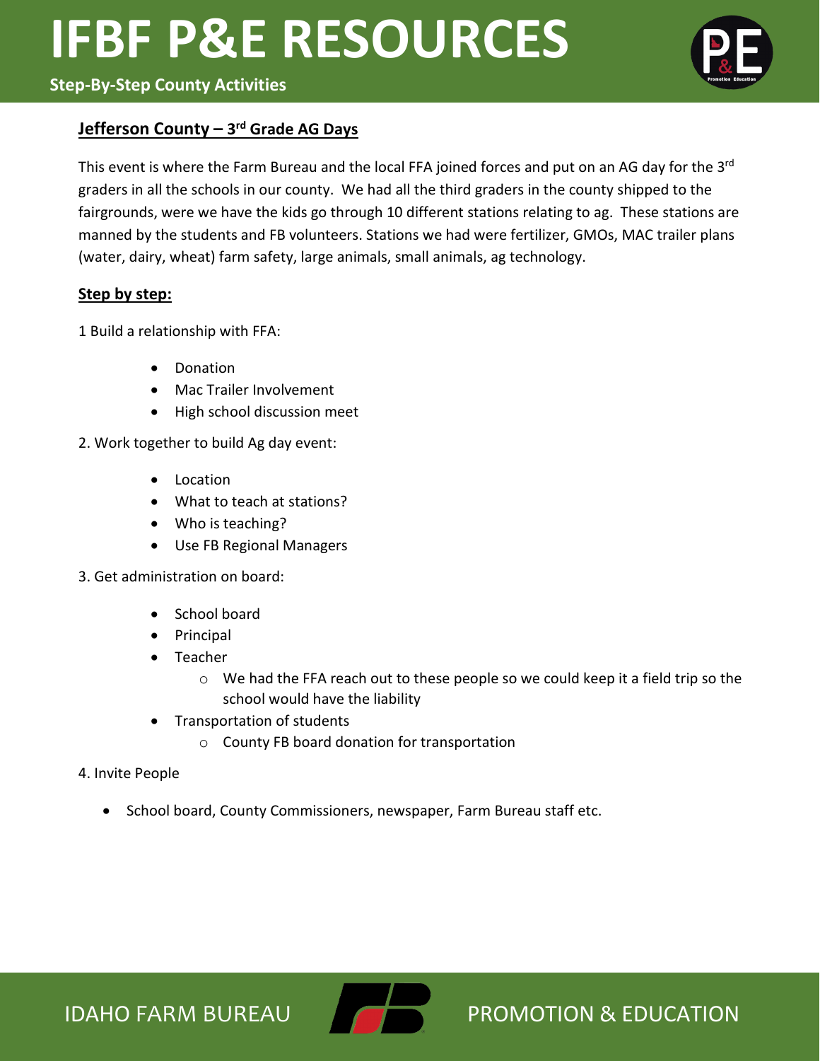## Jefferson County – 3rd Grade AG Days

This event is where the Farm Bureau and the local FFA joined forces and put on an AG day for the 3rd graders in all the schools in our county. We had all the third graders in the county shipped to the fairgrounds, were we have the kids go through 10 different stations relating to ag. These stations are manned by the students and FB volunteers. Stations we had were fertilizer, GMOs, MAC trailer plans (water, dairy, wheat) farm safety, large animals, small animals, ag technology.

### Step by step:

1 Build a relationship with FFA:

- Donation
- Mac Trailer Involvement
- High school discussion meet

2. Work together to build Ag day event:

- Location
- What to teach at stations?
- Who is teaching?
- Use FB Regional Managers

3. Get administration on board:

- School board
- Principal
- Teacher
  - We had the FFA reach out to these people so we could keep it a field trip so the school would have the liability
- Transportation of students
  - County FB board donation for transportation

4. Invite People

- School board, County Commissioners, newspaper, Farm Bureau staff etc.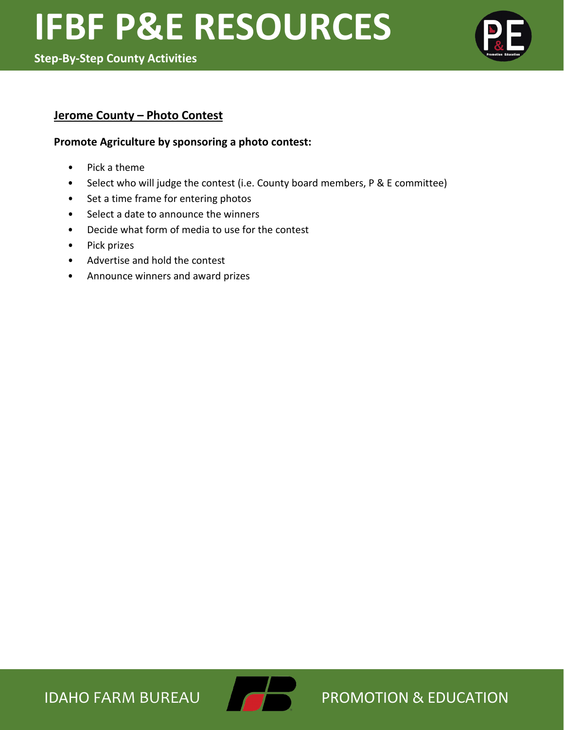**Jerome County – Photo Contest**

**Promote Agriculture by sponsoring a photo contest:**

- Pick a theme
- Select who will judge the contest (i.e. County board members, P & E committee)
- Set a time frame for entering photos
- Select a date to announce the winners
- Decide what form of media to use for the contest
- Pick prizes
- Advertise and hold the contest
- Announce winners and award prizes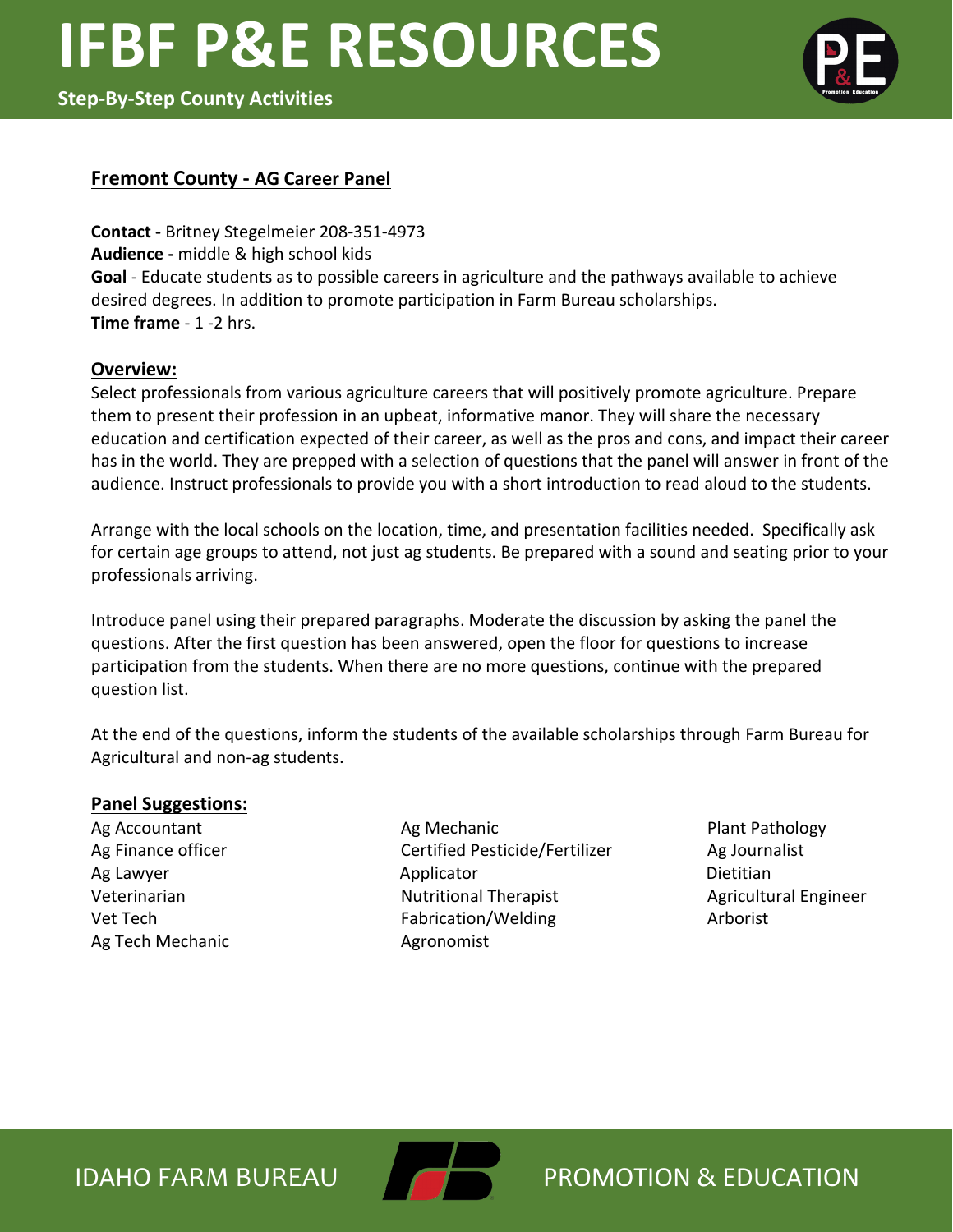## Fremont County - AG Career Panel

**Contact -** Britney Stegelmeier 208-351-4973
**Audience -** middle & high school kids
**Goal** - Educate students as to possible careers in agriculture and the pathways available to achieve desired degrees. In addition to promote participation in Farm Bureau scholarships.
**Time frame** - 1 -2 hrs.

### Overview:

Select professionals from various agriculture careers that will positively promote agriculture. Prepare them to present their profession in an upbeat, informative manor. They will share the necessary education and certification expected of their career, as well as the pros and cons, and impact their career has in the world. They are prepped with a selection of questions that the panel will answer in front of the audience. Instruct professionals to provide you with a short introduction to read aloud to the students.

Arrange with the local schools on the location, time, and presentation facilities needed. Specifically ask for certain age groups to attend, not just ag students. Be prepared with a sound and seating prior to your professionals arriving.

Introduce panel using their prepared paragraphs. Moderate the discussion by asking the panel the questions. After the first question has been answered, open the floor for questions to increase participation from the students. When there are no more questions, continue with the prepared question list.

At the end of the questions, inform the students of the available scholarships through Farm Bureau for Agricultural and non-ag students.

### Panel Suggestions:

- Ag Accountant
- Ag Finance officer
- Ag Lawyer
- Veterinarian
- Vet Tech
- Ag Tech Mechanic
- Ag Mechanic
- Certified Pesticide/Fertilizer Applicator
- Nutritional Therapist
- Fabrication/Welding
- Agronomist
- Plant Pathology
- Ag Journalist
- Dietitian
- Agricultural Engineer
- Arborist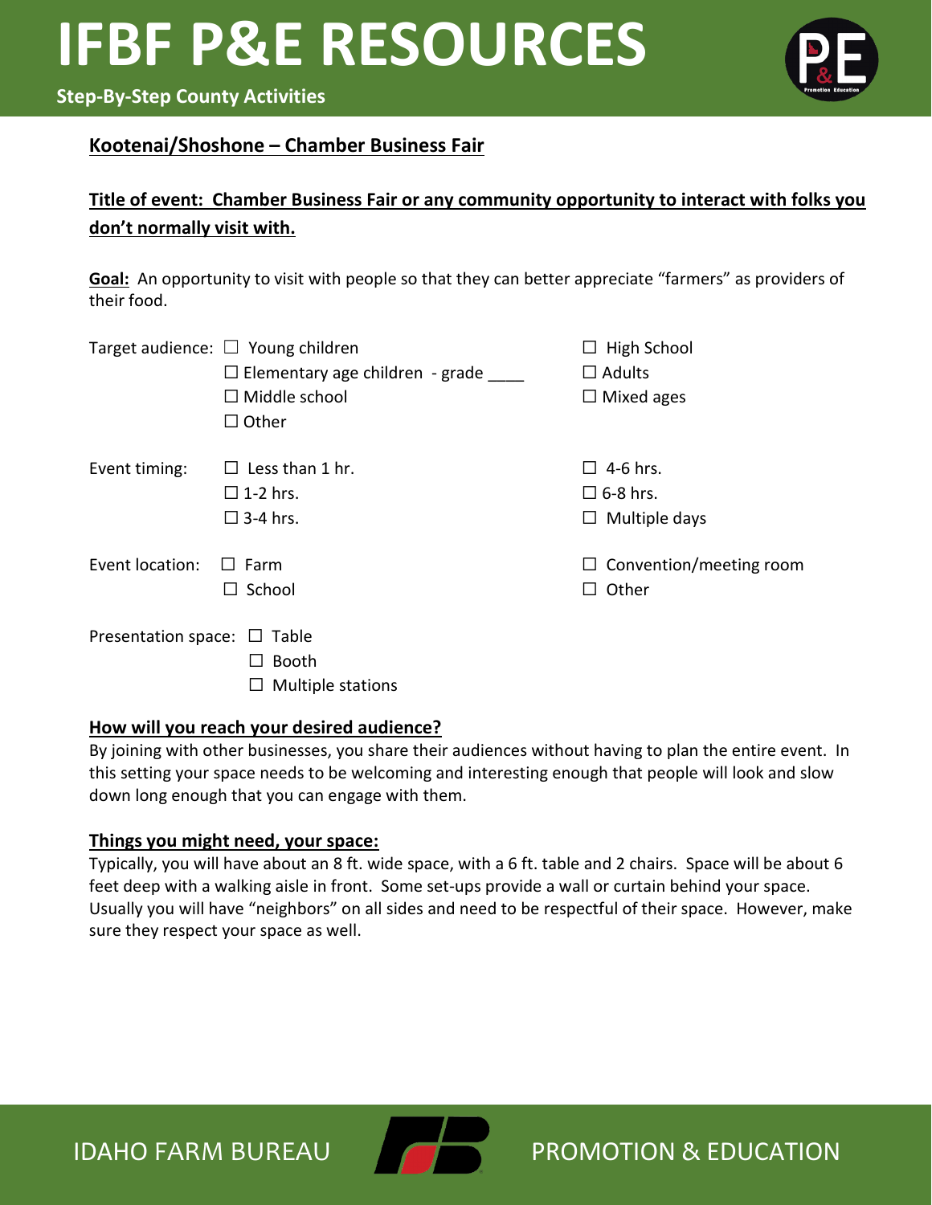# IFBF P&E RESOURCES

**Step-By-Step County Activities**

## Kootenai/Shoshone – Chamber Business Fair

**Title of event: Chamber Business Fair or any community opportunity to interact with folks you don't normally visit with.**

**Goal:** An opportunity to visit with people so that they can better appreciate "farmers" as providers of their food.

Target audience:
- ☐ Young children
- ☐ Elementary age children - grade ____
- ☐ Middle school
- ☐ Other
- ☐ High School
- ☐ Adults
- ☐ Mixed ages

Event timing:
- ☐ Less than 1 hr.
- ☐ 1-2 hrs.
- ☐ 3-4 hrs.
- ☐ 4-6 hrs.
- ☐ 6-8 hrs.
- ☐ Multiple days

Event location:
- ☐ Farm
- ☐ School
- ☐ Convention/meeting room
- ☐ Other

Presentation space:
- ☐ Table
- ☐ Booth
- ☐ Multiple stations

### How will you reach your desired audience?

By joining with other businesses, you share their audiences without having to plan the entire event. In this setting your space needs to be welcoming and interesting enough that people will look and slow down long enough that you can engage with them.

### Things you might need, your space:

Typically, you will have about an 8 ft. wide space, with a 6 ft. table and 2 chairs. Space will be about 6 feet deep with a walking aisle in front. Some set-ups provide a wall or curtain behind your space. Usually you will have "neighbors" on all sides and need to be respectful of their space. However, make sure they respect your space as well.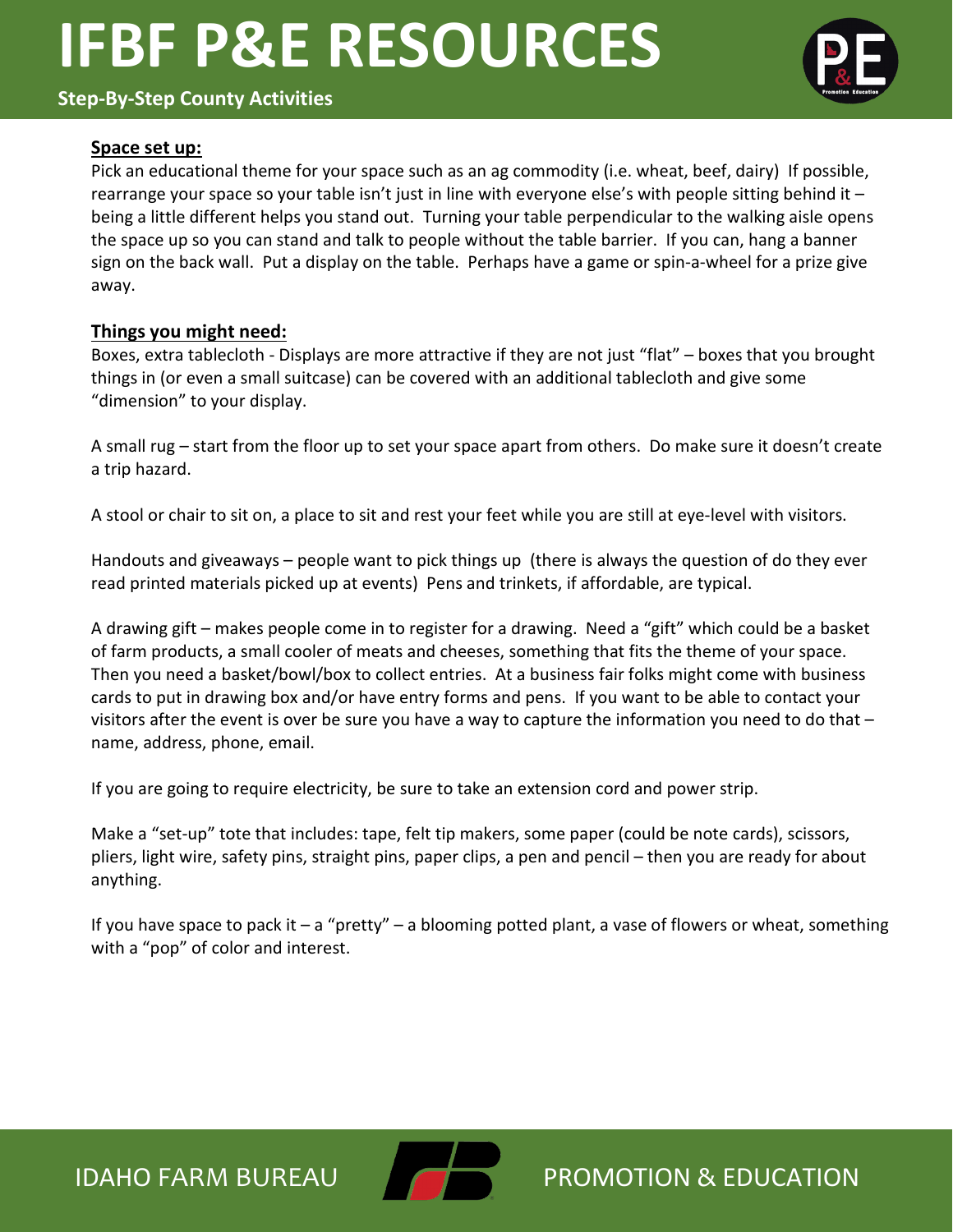**Space set up:**

Pick an educational theme for your space such as an ag commodity (i.e. wheat, beef, dairy) If possible, rearrange your space so your table isn't just in line with everyone else's with people sitting behind it – being a little different helps you stand out. Turning your table perpendicular to the walking aisle opens the space up so you can stand and talk to people without the table barrier. If you can, hang a banner sign on the back wall. Put a display on the table. Perhaps have a game or spin-a-wheel for a prize give away.

**Things you might need:**

Boxes, extra tablecloth - Displays are more attractive if they are not just "flat" – boxes that you brought things in (or even a small suitcase) can be covered with an additional tablecloth and give some "dimension" to your display.

A small rug – start from the floor up to set your space apart from others. Do make sure it doesn't create a trip hazard.

A stool or chair to sit on, a place to sit and rest your feet while you are still at eye-level with visitors.

Handouts and giveaways – people want to pick things up (there is always the question of do they ever read printed materials picked up at events) Pens and trinkets, if affordable, are typical.

A drawing gift – makes people come in to register for a drawing. Need a "gift" which could be a basket of farm products, a small cooler of meats and cheeses, something that fits the theme of your space. Then you need a basket/bowl/box to collect entries. At a business fair folks might come with business cards to put in drawing box and/or have entry forms and pens. If you want to be able to contact your visitors after the event is over be sure you have a way to capture the information you need to do that – name, address, phone, email.

If you are going to require electricity, be sure to take an extension cord and power strip.

Make a "set-up" tote that includes: tape, felt tip makers, some paper (could be note cards), scissors, pliers, light wire, safety pins, straight pins, paper clips, a pen and pencil – then you are ready for about anything.

If you have space to pack it – a "pretty" – a blooming potted plant, a vase of flowers or wheat, something with a "pop" of color and interest.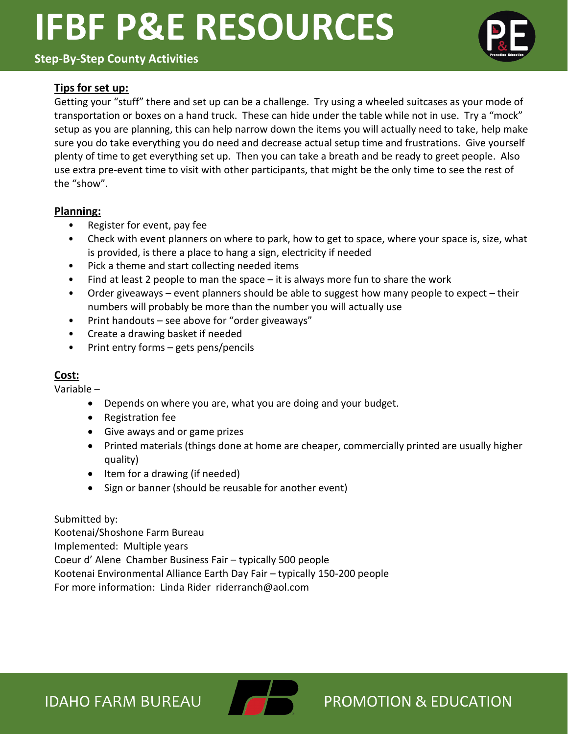## Tips for set up:

Getting your "stuff" there and set up can be a challenge. Try using a wheeled suitcases as your mode of transportation or boxes on a hand truck. These can hide under the table while not in use. Try a "mock" setup as you are planning, this can help narrow down the items you will actually need to take, help make sure you do take everything you do need and decrease actual setup time and frustrations. Give yourself plenty of time to get everything set up. Then you can take a breath and be ready to greet people. Also use extra pre-event time to visit with other participants, that might be the only time to see the rest of the "show".

## Planning:

- Register for event, pay fee
- Check with event planners on where to park, how to get to space, where your space is, size, what is provided, is there a place to hang a sign, electricity if needed
- Pick a theme and start collecting needed items
- Find at least 2 people to man the space – it is always more fun to share the work
- Order giveaways – event planners should be able to suggest how many people to expect – their numbers will probably be more than the number you will actually use
- Print handouts – see above for "order giveaways"
- Create a drawing basket if needed
- Print entry forms – gets pens/pencils

## Cost:

Variable –

- Depends on where you are, what you are doing and your budget.
- Registration fee
- Give aways and or game prizes
- Printed materials (things done at home are cheaper, commercially printed are usually higher quality)
- Item for a drawing (if needed)
- Sign or banner (should be reusable for another event)

Submitted by:
Kootenai/Shoshone Farm Bureau
Implemented: Multiple years
Coeur d' Alene Chamber Business Fair – typically 500 people
Kootenai Environmental Alliance Earth Day Fair – typically 150-200 people
For more information: Linda Rider riderranch@aol.com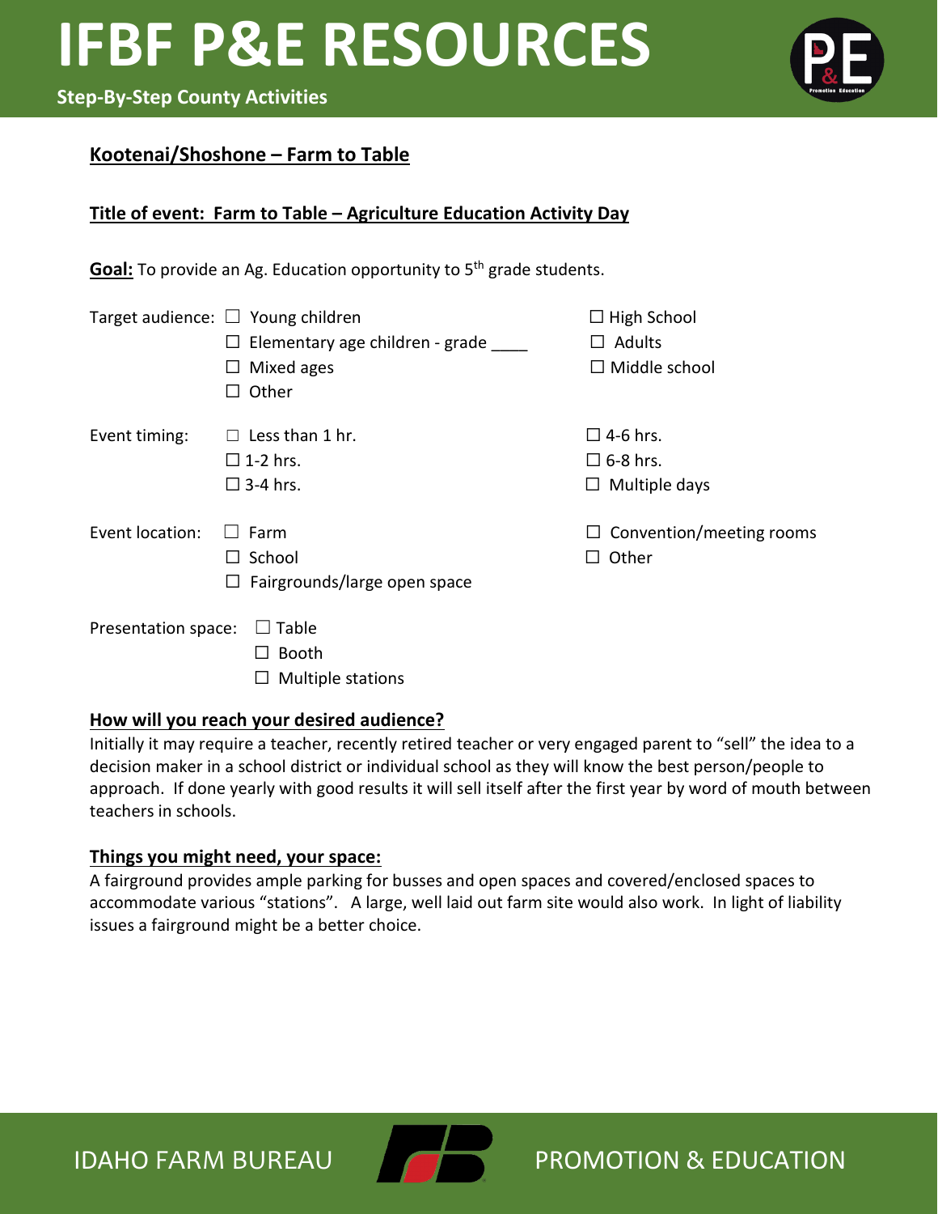# IFBF P&E RESOURCES

**Step-By-Step County Activities**

## Kootenai/Shoshone – Farm to Table

### Title of event: Farm to Table – Agriculture Education Activity Day

**Goal:** To provide an Ag. Education opportunity to 5th grade students.

Target audience:
- ☐ Young children
- ☐ Elementary age children - grade ____
- ☐ Mixed ages
- ☐ Other
- ☐ High School
- ☐ Adults
- ☐ Middle school

Event timing:
- ☐ Less than 1 hr.
- ☐ 1-2 hrs.
- ☐ 3-4 hrs.
- ☐ 4-6 hrs.
- ☐ 6-8 hrs.
- ☐ Multiple days

Event location:
- ☐ Farm
- ☐ School
- ☐ Fairgrounds/large open space
- ☐ Convention/meeting rooms
- ☐ Other

Presentation space:
- ☐ Table
- ☐ Booth
- ☐ Multiple stations

### How will you reach your desired audience?

Initially it may require a teacher, recently retired teacher or very engaged parent to "sell" the idea to a decision maker in a school district or individual school as they will know the best person/people to approach. If done yearly with good results it will sell itself after the first year by word of mouth between teachers in schools.

### Things you might need, your space:

A fairground provides ample parking for busses and open spaces and covered/enclosed spaces to accommodate various "stations". A large, well laid out farm site would also work. In light of liability issues a fairground might be a better choice.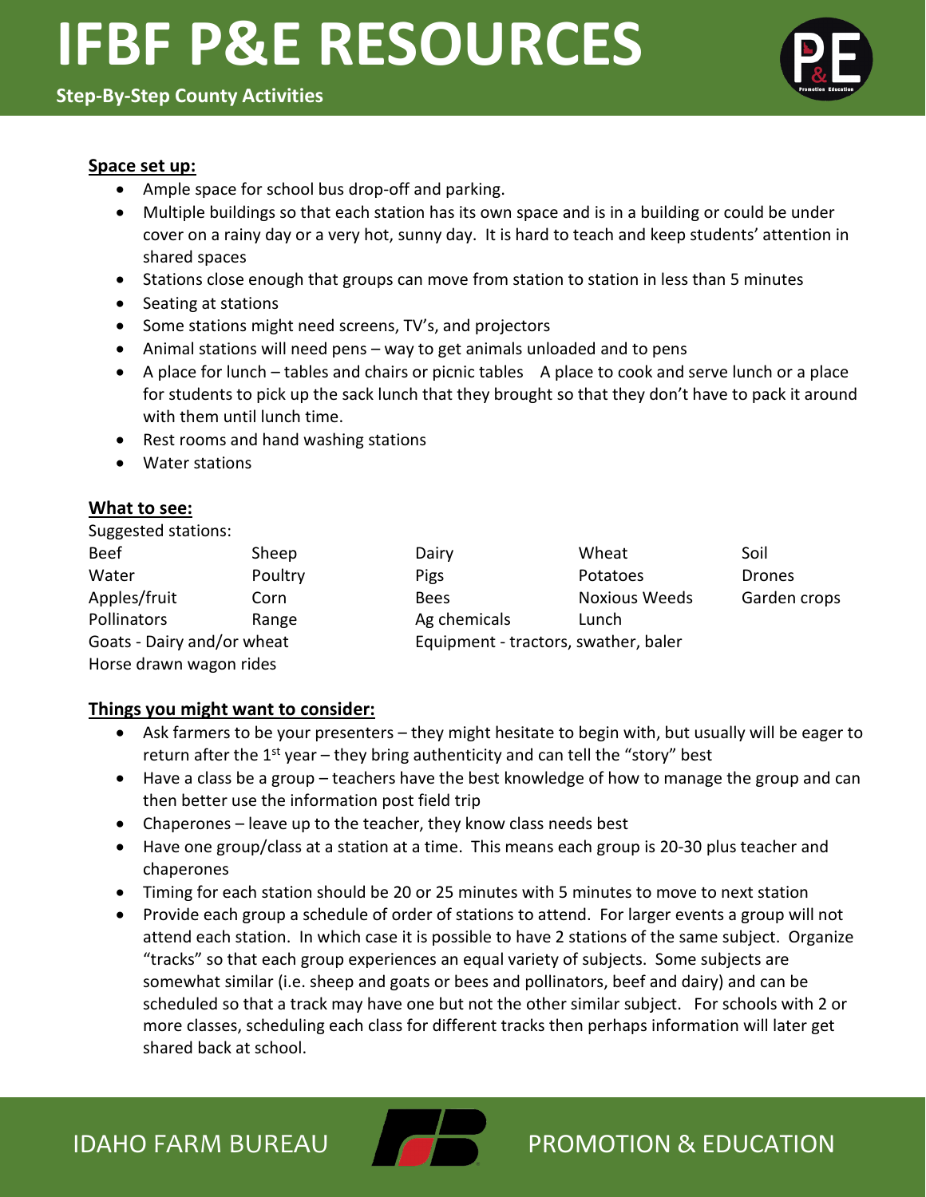# IFBF P&E RESOURCES

**Step-By-Step County Activities**

**Space set up:**

- Ample space for school bus drop-off and parking.
- Multiple buildings so that each station has its own space and is in a building or could be under cover on a rainy day or a very hot, sunny day. It is hard to teach and keep students' attention in shared spaces
- Stations close enough that groups can move from station to station in less than 5 minutes
- Seating at stations
- Some stations might need screens, TV's, and projectors
- Animal stations will need pens – way to get animals unloaded and to pens
- A place for lunch – tables and chairs or picnic tables A place to cook and serve lunch or a place for students to pick up the sack lunch that they brought so that they don't have to pack it around with them until lunch time.
- Rest rooms and hand washing stations
- Water stations

**What to see:**

Suggested stations:

| | | | | |
|---|---|---|---|---|
| Beef | Sheep | Dairy | Wheat | Soil |
| Water | Poultry | Pigs | Potatoes | Drones |
| Apples/fruit | Corn | Bees | Noxious Weeds | Garden crops |
| Pollinators | Range | Ag chemicals | Lunch | |
| Goats - Dairy and/or wheat | | Equipment - tractors, swather, baler | | |
| Horse drawn wagon rides | | | | |

**Things you might want to consider:**

- Ask farmers to be your presenters – they might hesitate to begin with, but usually will be eager to return after the 1st year – they bring authenticity and can tell the "story" best
- Have a class be a group – teachers have the best knowledge of how to manage the group and can then better use the information post field trip
- Chaperones – leave up to the teacher, they know class needs best
- Have one group/class at a station at a time. This means each group is 20-30 plus teacher and chaperones
- Timing for each station should be 20 or 25 minutes with 5 minutes to move to next station
- Provide each group a schedule of order of stations to attend. For larger events a group will not attend each station. In which case it is possible to have 2 stations of the same subject. Organize "tracks" so that each group experiences an equal variety of subjects. Some subjects are somewhat similar (i.e. sheep and goats or bees and pollinators, beef and dairy) and can be scheduled so that a track may have one but not the other similar subject. For schools with 2 or more classes, scheduling each class for different tracks then perhaps information will later get shared back at school.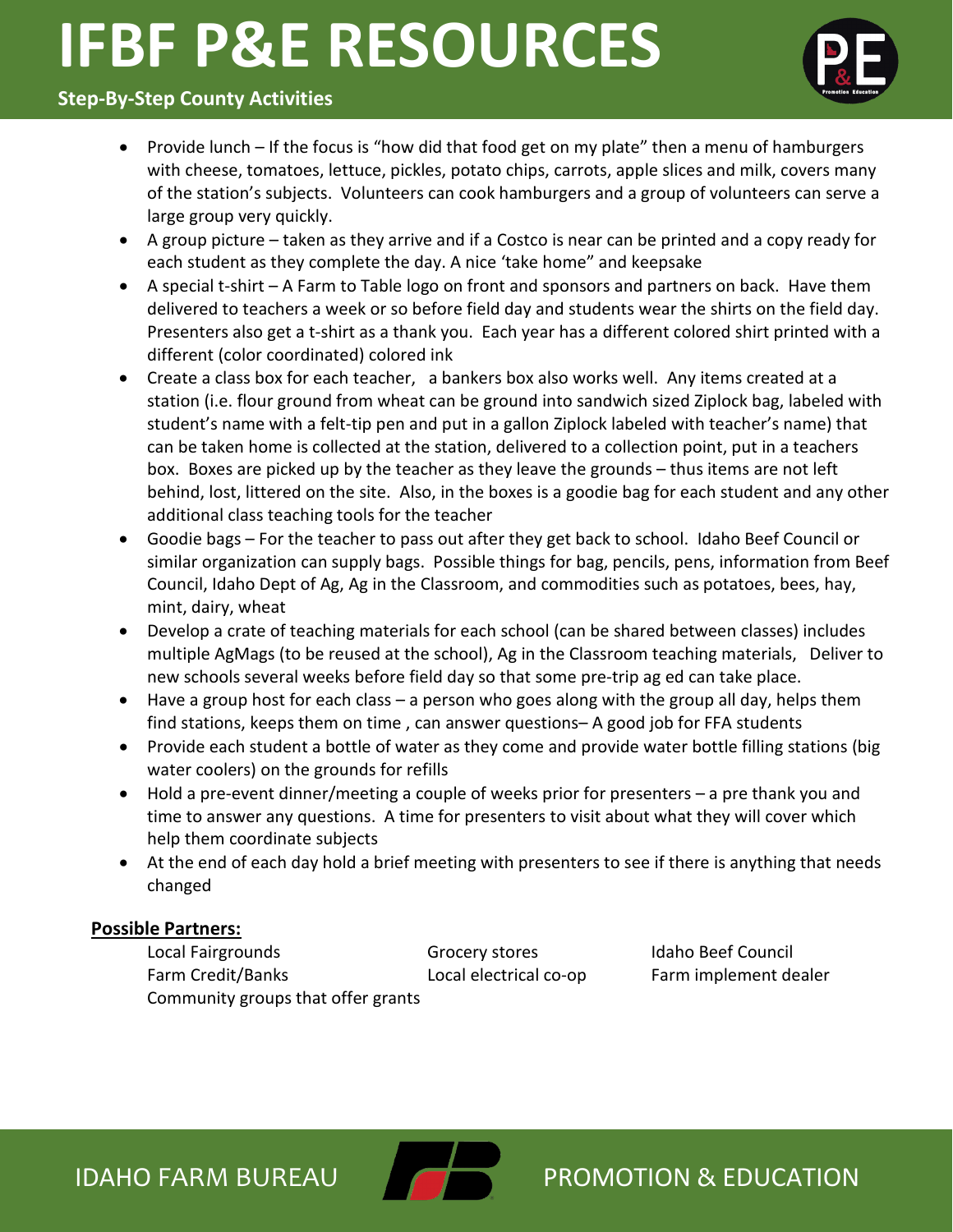- Provide lunch – If the focus is "how did that food get on my plate" then a menu of hamburgers with cheese, tomatoes, lettuce, pickles, potato chips, carrots, apple slices and milk, covers many of the station's subjects. Volunteers can cook hamburgers and a group of volunteers can serve a large group very quickly.
- A group picture – taken as they arrive and if a Costco is near can be printed and a copy ready for each student as they complete the day. A nice 'take home" and keepsake
- A special t-shirt – A Farm to Table logo on front and sponsors and partners on back. Have them delivered to teachers a week or so before field day and students wear the shirts on the field day. Presenters also get a t-shirt as a thank you. Each year has a different colored shirt printed with a different (color coordinated) colored ink
- Create a class box for each teacher, a bankers box also works well. Any items created at a station (i.e. flour ground from wheat can be ground into sandwich sized Ziplock bag, labeled with student's name with a felt-tip pen and put in a gallon Ziplock labeled with teacher's name) that can be taken home is collected at the station, delivered to a collection point, put in a teachers box. Boxes are picked up by the teacher as they leave the grounds – thus items are not left behind, lost, littered on the site. Also, in the boxes is a goodie bag for each student and any other additional class teaching tools for the teacher
- Goodie bags – For the teacher to pass out after they get back to school. Idaho Beef Council or similar organization can supply bags. Possible things for bag, pencils, pens, information from Beef Council, Idaho Dept of Ag, Ag in the Classroom, and commodities such as potatoes, bees, hay, mint, dairy, wheat
- Develop a crate of teaching materials for each school (can be shared between classes) includes multiple AgMags (to be reused at the school), Ag in the Classroom teaching materials, Deliver to new schools several weeks before field day so that some pre-trip ag ed can take place.
- Have a group host for each class – a person who goes along with the group all day, helps them find stations, keeps them on time , can answer questions– A good job for FFA students
- Provide each student a bottle of water as they come and provide water bottle filling stations (big water coolers) on the grounds for refills
- Hold a pre-event dinner/meeting a couple of weeks prior for presenters – a pre thank you and time to answer any questions. A time for presenters to visit about what they will cover which help them coordinate subjects
- At the end of each day hold a brief meeting with presenters to see if there is anything that needs changed

**Possible Partners:**

- Local Fairgrounds
- Grocery stores
- Idaho Beef Council
- Farm Credit/Banks
- Local electrical co-op
- Farm implement dealer
- Community groups that offer grants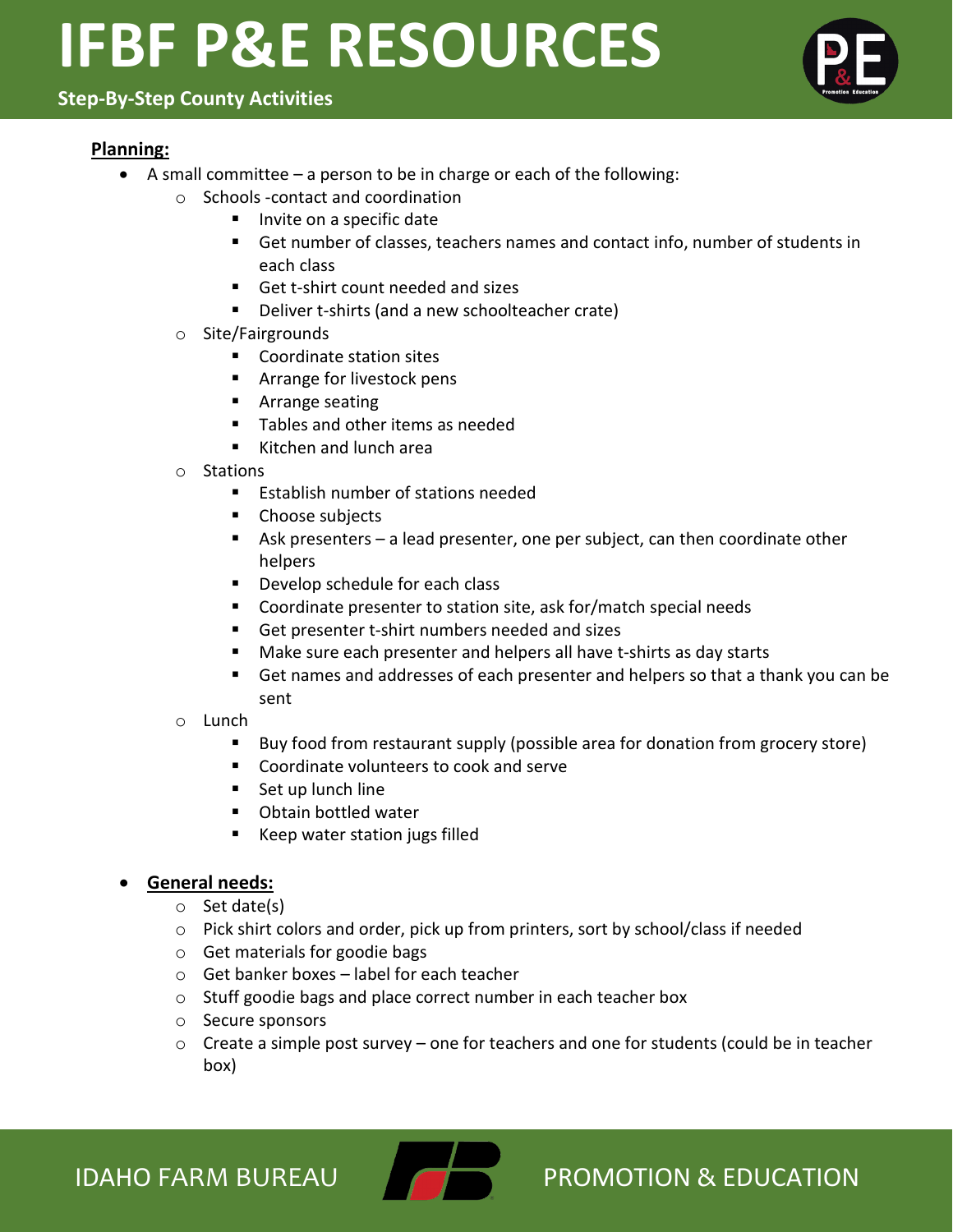# IFBF P&E RESOURCES

**Step-By-Step County Activities**

**Planning:**

- A small committee – a person to be in charge or each of the following:
  - Schools -contact and coordination
    - Invite on a specific date
    - Get number of classes, teachers names and contact info, number of students in each class
    - Get t-shirt count needed and sizes
    - Deliver t-shirts (and a new schoolteacher crate)
  - Site/Fairgrounds
    - Coordinate station sites
    - Arrange for livestock pens
    - Arrange seating
    - Tables and other items as needed
    - Kitchen and lunch area
  - Stations
    - Establish number of stations needed
    - Choose subjects
    - Ask presenters – a lead presenter, one per subject, can then coordinate other helpers
    - Develop schedule for each class
    - Coordinate presenter to station site, ask for/match special needs
    - Get presenter t-shirt numbers needed and sizes
    - Make sure each presenter and helpers all have t-shirts as day starts
    - Get names and addresses of each presenter and helpers so that a thank you can be sent
  - Lunch
    - Buy food from restaurant supply (possible area for donation from grocery store)
    - Coordinate volunteers to cook and serve
    - Set up lunch line
    - Obtain bottled water
    - Keep water station jugs filled

- **General needs:**
  - Set date(s)
  - Pick shirt colors and order, pick up from printers, sort by school/class if needed
  - Get materials for goodie bags
  - Get banker boxes – label for each teacher
  - Stuff goodie bags and place correct number in each teacher box
  - Secure sponsors
  - Create a simple post survey – one for teachers and one for students (could be in teacher box)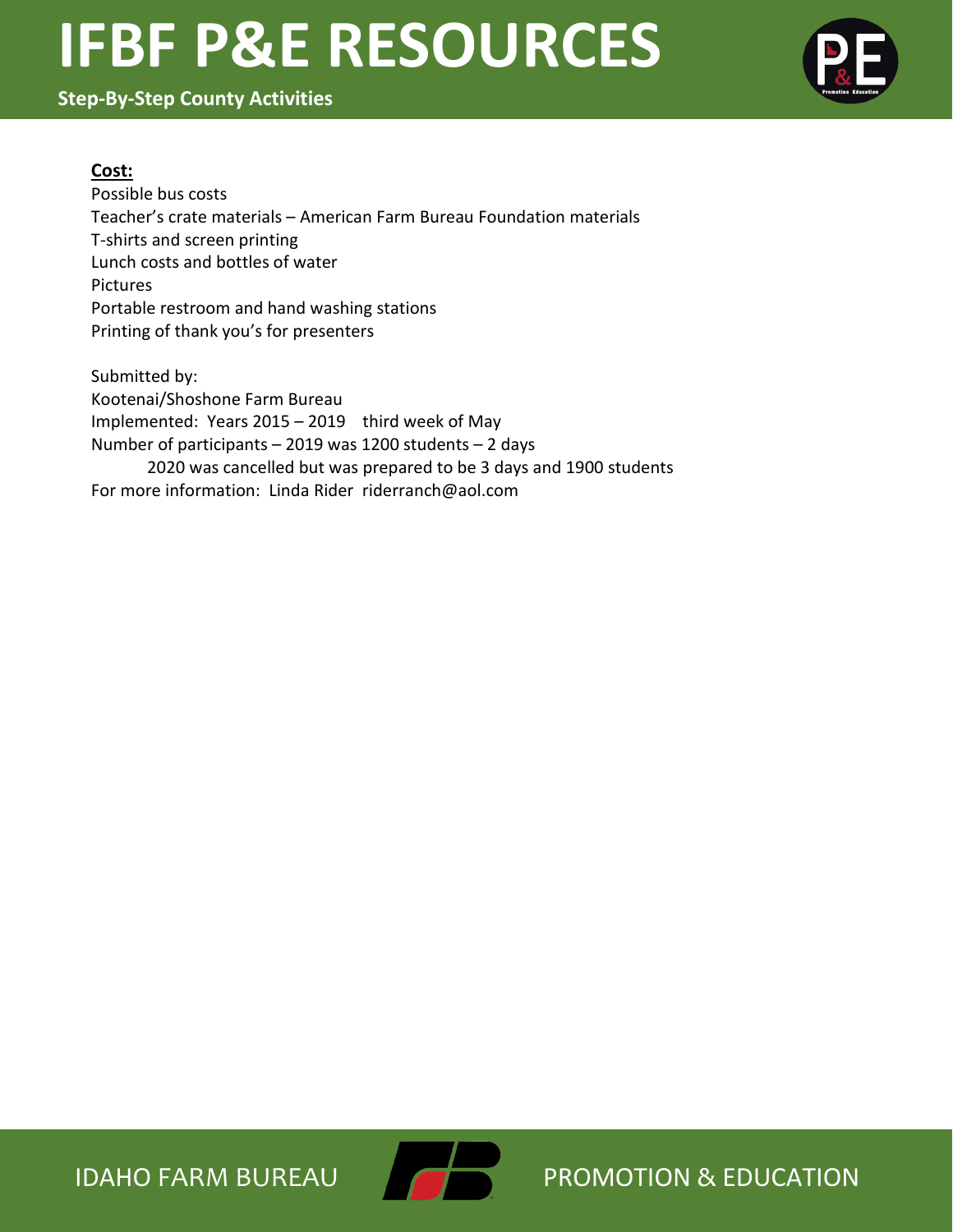**Cost:**

Possible bus costs
Teacher's crate materials – American Farm Bureau Foundation materials
T-shirts and screen printing
Lunch costs and bottles of water
Pictures
Portable restroom and hand washing stations
Printing of thank you's for presenters

Submitted by:
Kootenai/Shoshone Farm Bureau
Implemented: Years 2015 – 2019 third week of May
Number of participants – 2019 was 1200 students – 2 days
2020 was cancelled but was prepared to be 3 days and 1900 students
For more information: Linda Rider riderranch@aol.com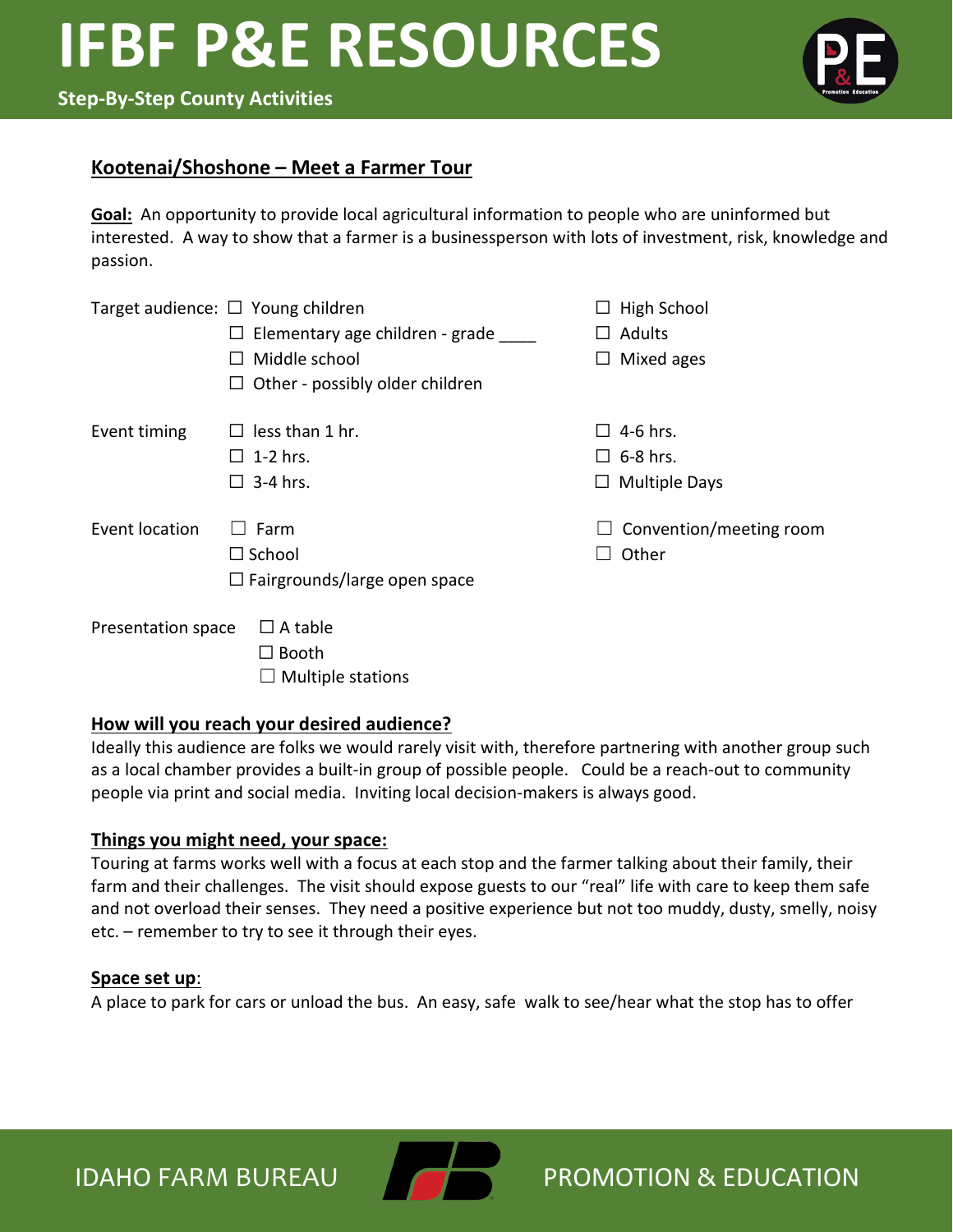# IFBF P&E RESOURCES

**Step-By-Step County Activities**

## Kootenai/Shoshone – Meet a Farmer Tour

**Goal:** An opportunity to provide local agricultural information to people who are uninformed but interested. A way to show that a farmer is a businessperson with lots of investment, risk, knowledge and passion.

Target audience:
- ☐ Young children
- ☐ Elementary age children - grade ____
- ☐ Middle school
- ☐ Other - possibly older children
- ☐ High School
- ☐ Adults
- ☐ Mixed ages

Event timing
- ☐ less than 1 hr.
- ☐ 1-2 hrs.
- ☐ 3-4 hrs.
- ☐ 4-6 hrs.
- ☐ 6-8 hrs.
- ☐ Multiple Days

Event location
- ☐ Farm
- ☐ School
- ☐ Fairgrounds/large open space
- ☐ Convention/meeting room
- ☐ Other

Presentation space
- ☐ A table
- ☐ Booth
- ☐ Multiple stations

**How will you reach your desired audience?**

Ideally this audience are folks we would rarely visit with, therefore partnering with another group such as a local chamber provides a built-in group of possible people. Could be a reach-out to community people via print and social media. Inviting local decision-makers is always good.

**Things you might need, your space:**

Touring at farms works well with a focus at each stop and the farmer talking about their family, their farm and their challenges. The visit should expose guests to our "real" life with care to keep them safe and not overload their senses. They need a positive experience but not too muddy, dusty, smelly, noisy etc. – remember to try to see it through their eyes.

**Space set up**:

A place to park for cars or unload the bus. An easy, safe walk to see/hear what the stop has to offer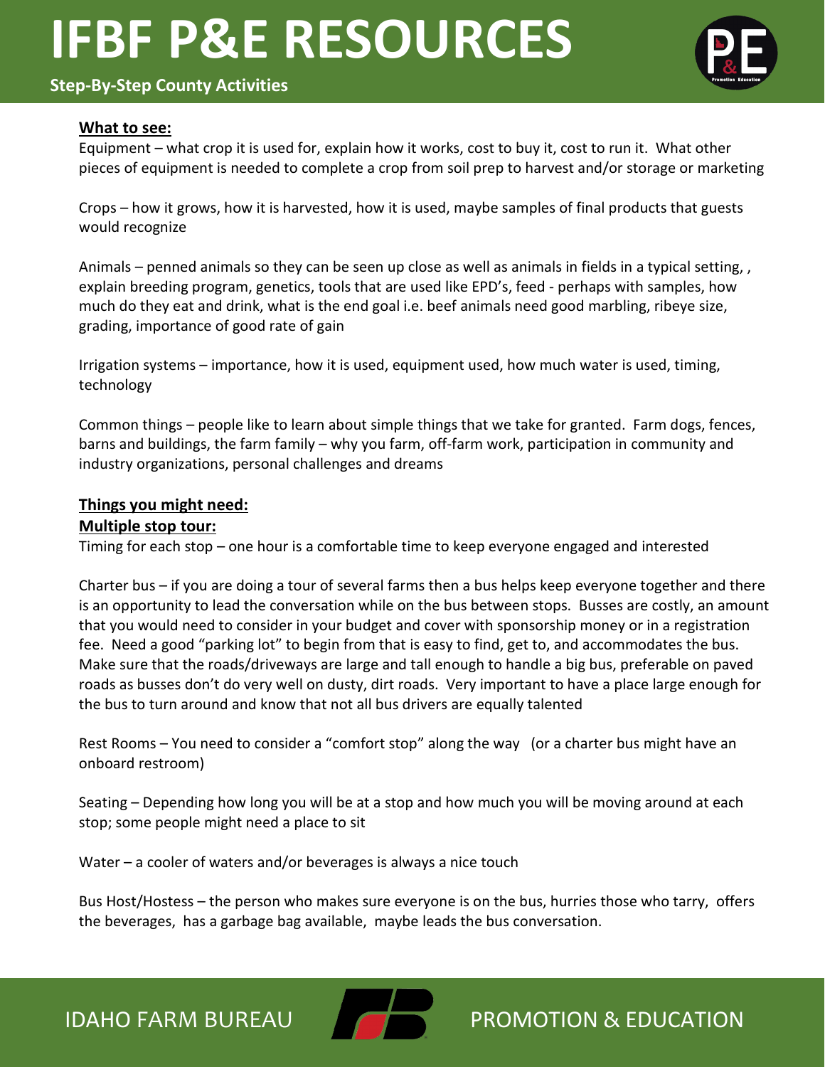**What to see:**

Equipment – what crop it is used for, explain how it works, cost to buy it, cost to run it. What other pieces of equipment is needed to complete a crop from soil prep to harvest and/or storage or marketing

Crops – how it grows, how it is harvested, how it is used, maybe samples of final products that guests would recognize

Animals – penned animals so they can be seen up close as well as animals in fields in a typical setting, , explain breeding program, genetics, tools that are used like EPD's, feed - perhaps with samples, how much do they eat and drink, what is the end goal i.e. beef animals need good marbling, ribeye size, grading, importance of good rate of gain

Irrigation systems – importance, how it is used, equipment used, how much water is used, timing, technology

Common things – people like to learn about simple things that we take for granted. Farm dogs, fences, barns and buildings, the farm family – why you farm, off-farm work, participation in community and industry organizations, personal challenges and dreams

**Things you might need:**

**Multiple stop tour:**

Timing for each stop – one hour is a comfortable time to keep everyone engaged and interested

Charter bus – if you are doing a tour of several farms then a bus helps keep everyone together and there is an opportunity to lead the conversation while on the bus between stops. Busses are costly, an amount that you would need to consider in your budget and cover with sponsorship money or in a registration fee. Need a good "parking lot" to begin from that is easy to find, get to, and accommodates the bus. Make sure that the roads/driveways are large and tall enough to handle a big bus, preferable on paved roads as busses don't do very well on dusty, dirt roads. Very important to have a place large enough for the bus to turn around and know that not all bus drivers are equally talented

Rest Rooms – You need to consider a "comfort stop" along the way (or a charter bus might have an onboard restroom)

Seating – Depending how long you will be at a stop and how much you will be moving around at each stop; some people might need a place to sit

Water – a cooler of waters and/or beverages is always a nice touch

Bus Host/Hostess – the person who makes sure everyone is on the bus, hurries those who tarry, offers the beverages, has a garbage bag available, maybe leads the bus conversation.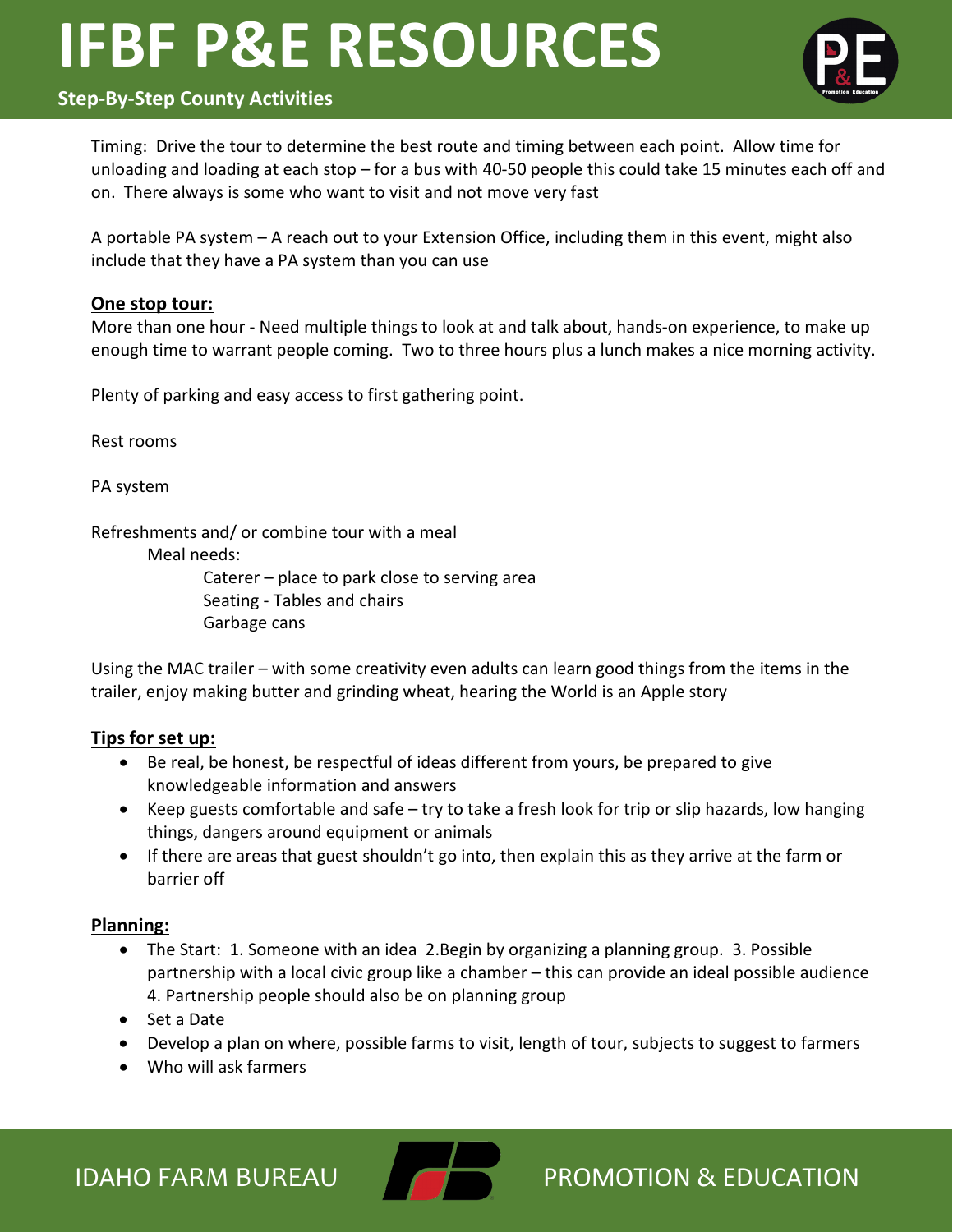Timing: Drive the tour to determine the best route and timing between each point. Allow time for unloading and loading at each stop – for a bus with 40-50 people this could take 15 minutes each off and on. There always is some who want to visit and not move very fast

A portable PA system – A reach out to your Extension Office, including them in this event, might also include that they have a PA system than you can use

**One stop tour:**

More than one hour - Need multiple things to look at and talk about, hands-on experience, to make up enough time to warrant people coming. Two to three hours plus a lunch makes a nice morning activity.

Plenty of parking and easy access to first gathering point.

Rest rooms

PA system

Refreshments and/ or combine tour with a meal

- Meal needs:
  - Caterer – place to park close to serving area
  - Seating - Tables and chairs
  - Garbage cans

Using the MAC trailer – with some creativity even adults can learn good things from the items in the trailer, enjoy making butter and grinding wheat, hearing the World is an Apple story

**Tips for set up:**

- Be real, be honest, be respectful of ideas different from yours, be prepared to give knowledgeable information and answers
- Keep guests comfortable and safe – try to take a fresh look for trip or slip hazards, low hanging things, dangers around equipment or animals
- If there are areas that guest shouldn't go into, then explain this as they arrive at the farm or barrier off

**Planning:**

- The Start: 1. Someone with an idea 2.Begin by organizing a planning group. 3. Possible partnership with a local civic group like a chamber – this can provide an ideal possible audience 4. Partnership people should also be on planning group
- Set a Date
- Develop a plan on where, possible farms to visit, length of tour, subjects to suggest to farmers
- Who will ask farmers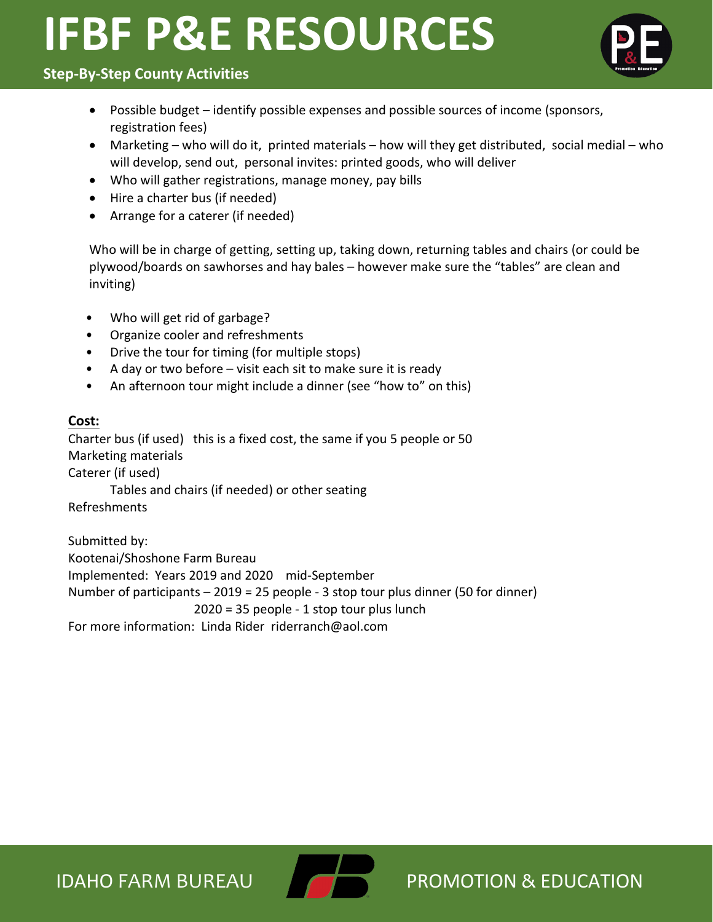- Possible budget – identify possible expenses and possible sources of income (sponsors, registration fees)
- Marketing – who will do it, printed materials – how will they get distributed, social medial – who will develop, send out, personal invites: printed goods, who will deliver
- Who will gather registrations, manage money, pay bills
- Hire a charter bus (if needed)
- Arrange for a caterer (if needed)

Who will be in charge of getting, setting up, taking down, returning tables and chairs (or could be plywood/boards on sawhorses and hay bales – however make sure the "tables" are clean and inviting)

- Who will get rid of garbage?
- Organize cooler and refreshments
- Drive the tour for timing (for multiple stops)
- A day or two before – visit each sit to make sure it is ready
- An afternoon tour might include a dinner (see "how to" on this)

**Cost:**

Charter bus (if used) this is a fixed cost, the same if you 5 people or 50
Marketing materials
Caterer (if used)
Tables and chairs (if needed) or other seating
Refreshments

Submitted by:
Kootenai/Shoshone Farm Bureau
Implemented: Years 2019 and 2020 mid-September
Number of participants – 2019 = 25 people - 3 stop tour plus dinner (50 for dinner)
2020 = 35 people - 1 stop tour plus lunch
For more information: Linda Rider riderranch@aol.com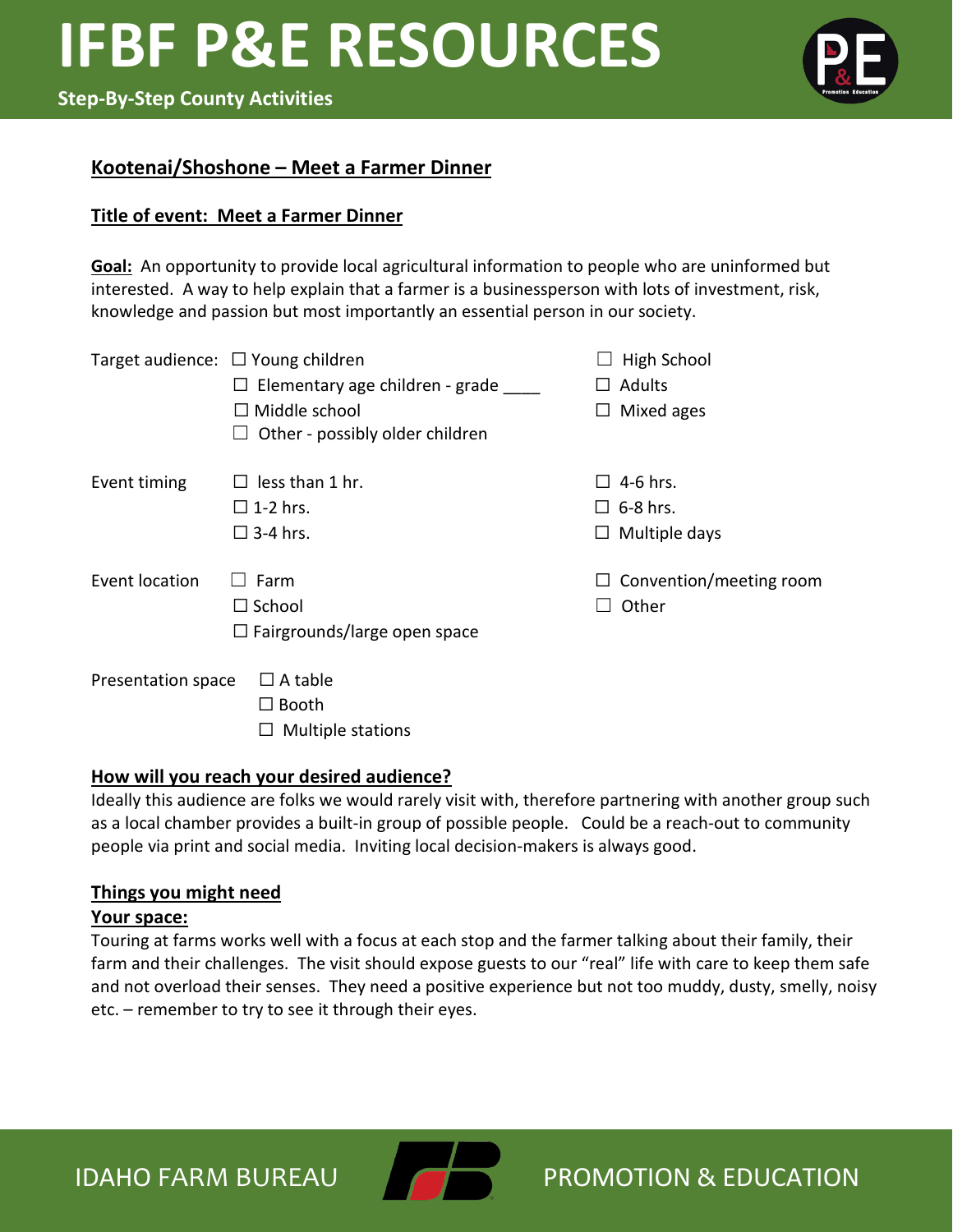## Kootenai/Shoshone – Meet a Farmer Dinner

**Title of event: Meet a Farmer Dinner**

**Goal:** An opportunity to provide local agricultural information to people who are uninformed but interested. A way to help explain that a farmer is a businessperson with lots of investment, risk, knowledge and passion but most importantly an essential person in our society.

Target audience:
- ☐ Young children
- ☐ Elementary age children - grade ____
- ☐ Middle school
- ☐ Other - possibly older children
- ☐ High School
- ☐ Adults
- ☐ Mixed ages

Event timing
- ☐ less than 1 hr.
- ☐ 1-2 hrs.
- ☐ 3-4 hrs.
- ☐ 4-6 hrs.
- ☐ 6-8 hrs.
- ☐ Multiple days

Event location
- ☐ Farm
- ☐ School
- ☐ Fairgrounds/large open space
- ☐ Convention/meeting room
- ☐ Other

Presentation space
- ☐ A table
- ☐ Booth
- ☐ Multiple stations

**How will you reach your desired audience?**

Ideally this audience are folks we would rarely visit with, therefore partnering with another group such as a local chamber provides a built-in group of possible people. Could be a reach-out to community people via print and social media. Inviting local decision-makers is always good.

**Things you might need**

**Your space:**

Touring at farms works well with a focus at each stop and the farmer talking about their family, their farm and their challenges. The visit should expose guests to our "real" life with care to keep them safe and not overload their senses. They need a positive experience but not too muddy, dusty, smelly, noisy etc. – remember to try to see it through their eyes.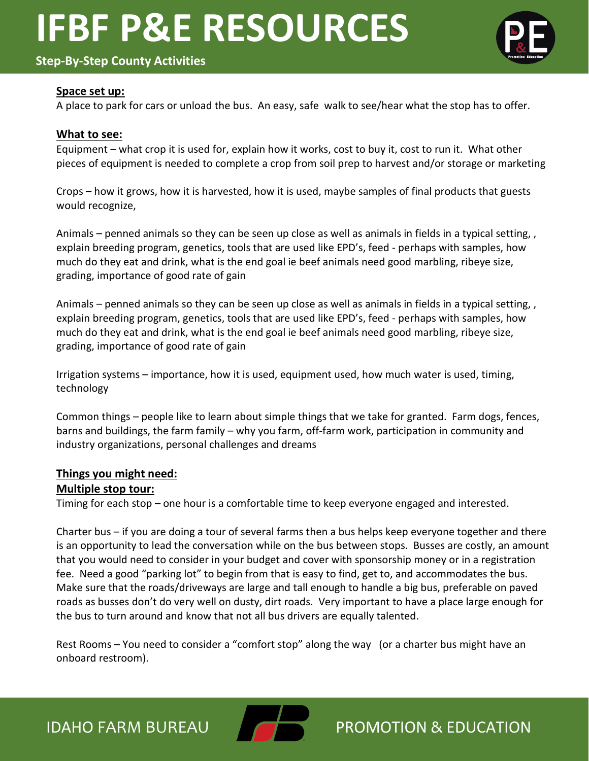**Space set up:**

A place to park for cars or unload the bus. An easy, safe walk to see/hear what the stop has to offer.

**What to see:**

Equipment – what crop it is used for, explain how it works, cost to buy it, cost to run it. What other pieces of equipment is needed to complete a crop from soil prep to harvest and/or storage or marketing

Crops – how it grows, how it is harvested, how it is used, maybe samples of final products that guests would recognize,

Animals – penned animals so they can be seen up close as well as animals in fields in a typical setting, , explain breeding program, genetics, tools that are used like EPD's, feed - perhaps with samples, how much do they eat and drink, what is the end goal ie beef animals need good marbling, ribeye size, grading, importance of good rate of gain

Animals – penned animals so they can be seen up close as well as animals in fields in a typical setting, , explain breeding program, genetics, tools that are used like EPD's, feed - perhaps with samples, how much do they eat and drink, what is the end goal ie beef animals need good marbling, ribeye size, grading, importance of good rate of gain

Irrigation systems – importance, how it is used, equipment used, how much water is used, timing, technology

Common things – people like to learn about simple things that we take for granted. Farm dogs, fences, barns and buildings, the farm family – why you farm, off-farm work, participation in community and industry organizations, personal challenges and dreams

**Things you might need:**

**Multiple stop tour:**

Timing for each stop – one hour is a comfortable time to keep everyone engaged and interested.

Charter bus – if you are doing a tour of several farms then a bus helps keep everyone together and there is an opportunity to lead the conversation while on the bus between stops. Busses are costly, an amount that you would need to consider in your budget and cover with sponsorship money or in a registration fee. Need a good "parking lot" to begin from that is easy to find, get to, and accommodates the bus. Make sure that the roads/driveways are large and tall enough to handle a big bus, preferable on paved roads as busses don't do very well on dusty, dirt roads. Very important to have a place large enough for the bus to turn around and know that not all bus drivers are equally talented.

Rest Rooms – You need to consider a "comfort stop" along the way (or a charter bus might have an onboard restroom).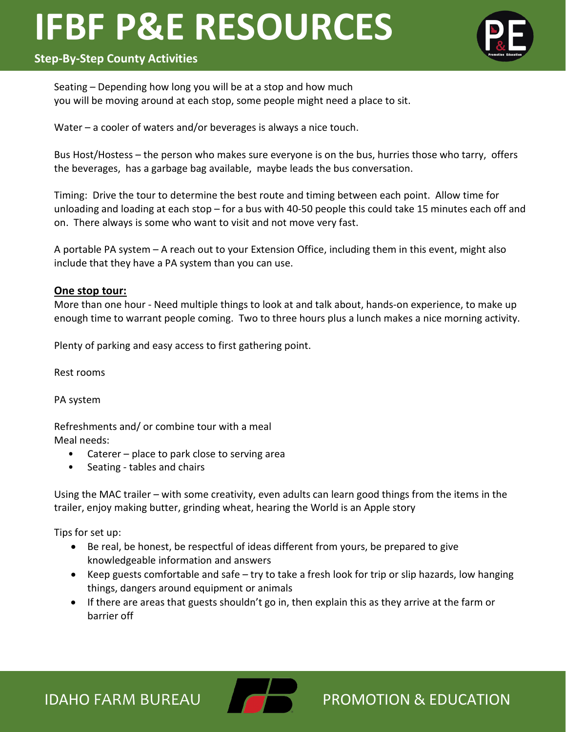Seating – Depending how long you will be at a stop and how much you will be moving around at each stop, some people might need a place to sit.

Water – a cooler of waters and/or beverages is always a nice touch.

Bus Host/Hostess – the person who makes sure everyone is on the bus, hurries those who tarry, offers the beverages, has a garbage bag available, maybe leads the bus conversation.

Timing: Drive the tour to determine the best route and timing between each point. Allow time for unloading and loading at each stop – for a bus with 40-50 people this could take 15 minutes each off and on. There always is some who want to visit and not move very fast.

A portable PA system – A reach out to your Extension Office, including them in this event, might also include that they have a PA system than you can use.

**One stop tour:**

More than one hour - Need multiple things to look at and talk about, hands-on experience, to make up enough time to warrant people coming. Two to three hours plus a lunch makes a nice morning activity.

Plenty of parking and easy access to first gathering point.

Rest rooms

PA system

Refreshments and/ or combine tour with a meal

Meal needs:

- Caterer – place to park close to serving area
- Seating - tables and chairs

Using the MAC trailer – with some creativity, even adults can learn good things from the items in the trailer, enjoy making butter, grinding wheat, hearing the World is an Apple story

Tips for set up:

- Be real, be honest, be respectful of ideas different from yours, be prepared to give knowledgeable information and answers
- Keep guests comfortable and safe – try to take a fresh look for trip or slip hazards, low hanging things, dangers around equipment or animals
- If there are areas that guests shouldn't go in, then explain this as they arrive at the farm or barrier off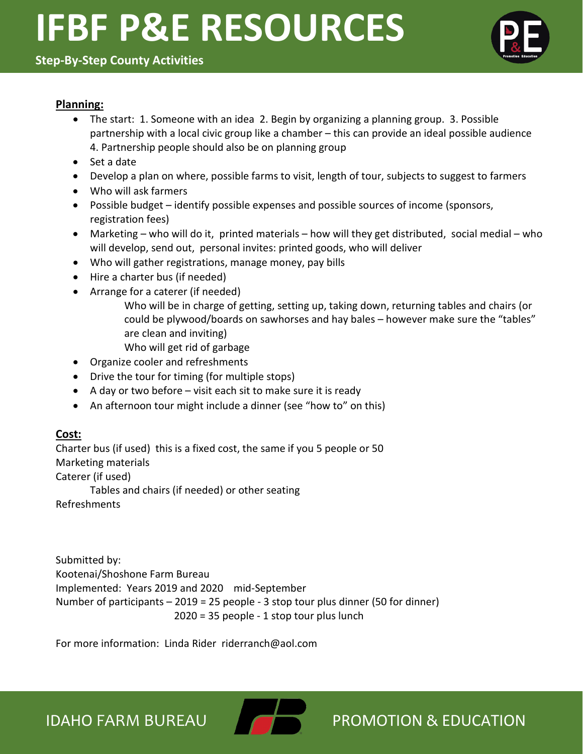# IFBF P&E RESOURCES

**Step-By-Step County Activities**

**Planning:**

- The start: 1. Someone with an idea 2. Begin by organizing a planning group. 3. Possible partnership with a local civic group like a chamber – this can provide an ideal possible audience 4. Partnership people should also be on planning group
- Set a date
- Develop a plan on where, possible farms to visit, length of tour, subjects to suggest to farmers
- Who will ask farmers
- Possible budget – identify possible expenses and possible sources of income (sponsors, registration fees)
- Marketing – who will do it, printed materials – how will they get distributed, social medial – who will develop, send out, personal invites: printed goods, who will deliver
- Who will gather registrations, manage money, pay bills
- Hire a charter bus (if needed)
- Arrange for a caterer (if needed)

  Who will be in charge of getting, setting up, taking down, returning tables and chairs (or could be plywood/boards on sawhorses and hay bales – however make sure the "tables" are clean and inviting)

  Who will get rid of garbage
- Organize cooler and refreshments
- Drive the tour for timing (for multiple stops)
- A day or two before – visit each sit to make sure it is ready
- An afternoon tour might include a dinner (see "how to" on this)

**Cost:**

Charter bus (if used) this is a fixed cost, the same if you 5 people or 50
Marketing materials
Caterer (if used)
Tables and chairs (if needed) or other seating
Refreshments

Submitted by:
Kootenai/Shoshone Farm Bureau
Implemented: Years 2019 and 2020 mid-September
Number of participants – 2019 = 25 people - 3 stop tour plus dinner (50 for dinner)
2020 = 35 people - 1 stop tour plus lunch

For more information: Linda Rider riderranch@aol.com